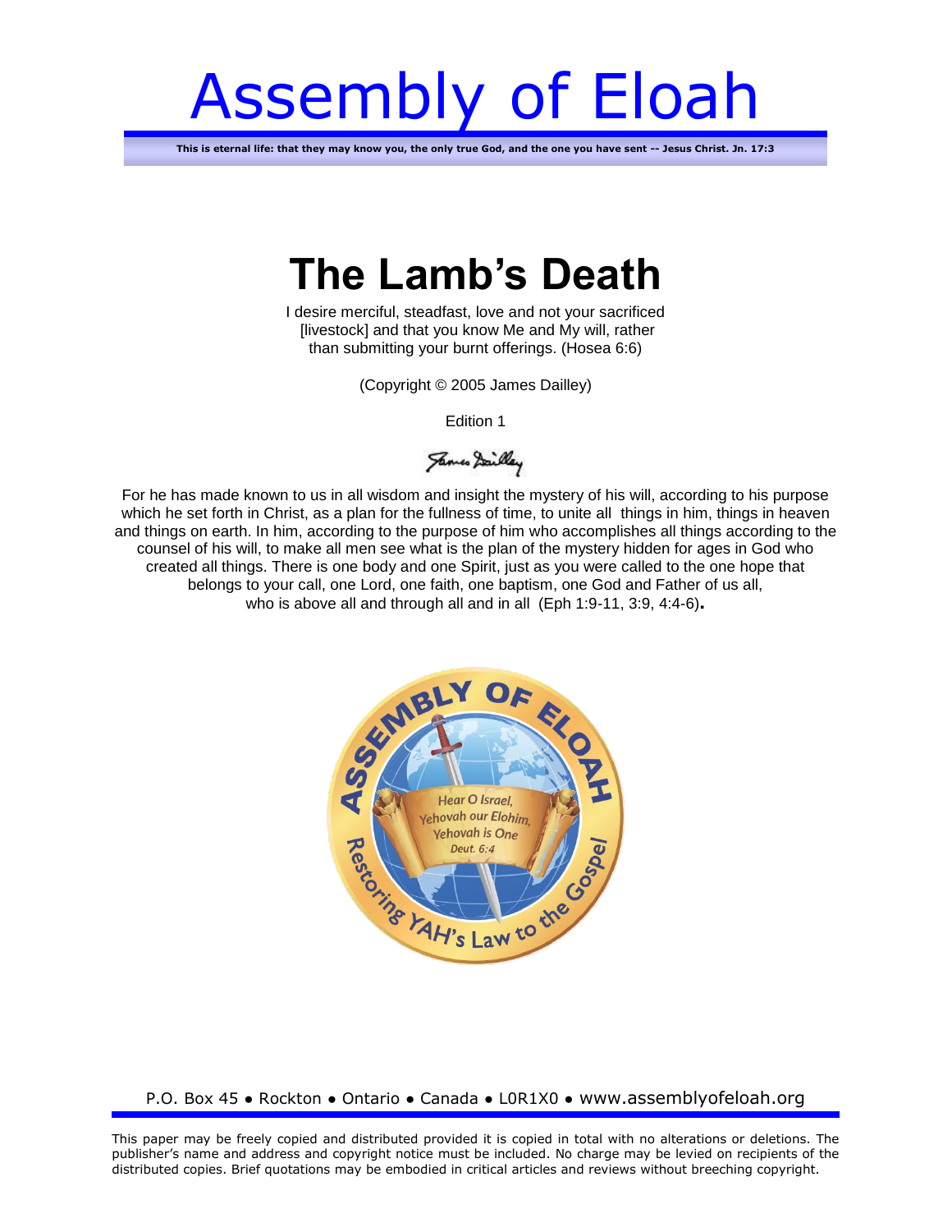# Assembly of Eloah

**This is eternal life: that they may know you, the only true God, and the one you have sent -- Jesus Christ. Jn. 17:3**

# The Lamb's Death

I desire merciful, steadfast, love and not your sacrificed [livestock] and that you know Me and My will, rather than submitting your burnt offerings. (Hosea 6:6)

(Copyright © 2005 James Dailley)

Edition 1

For he has made known to us in all wisdom and insight the mystery of his will, according to his purpose which he set forth in Christ, as a plan for the fullness of time, to unite all things in him, things in heaven and things on earth. In him, according to the purpose of him who accomplishes all things according to the counsel of his will, to make all men see what is the plan of the mystery hidden for ages in God who created all things. There is one body and one Spirit, just as you were called to the one hope that belongs to your call, one Lord, one faith, one baptism, one God and Father of us all, who is above all and through all and in all (Eph 1:9-11, 3:9, 4:4-6).

ASSEMBLY OF ELOAH

Hear O Israel, Yehovah our Elohim, Yehovah is One
Deut. 6:4

Restoring YAH's Law to the Gospel

P.O. Box 45 ● Rockton ● Ontario ● Canada ● L0R1X0 ● www.assemblyofeloah.org

This paper may be freely copied and distributed provided it is copied in total with no alterations or deletions. The publisher's name and address and copyright notice must be included. No charge may be levied on recipients of the distributed copies. Brief quotations may be embodied in critical articles and reviews without breeching copyright.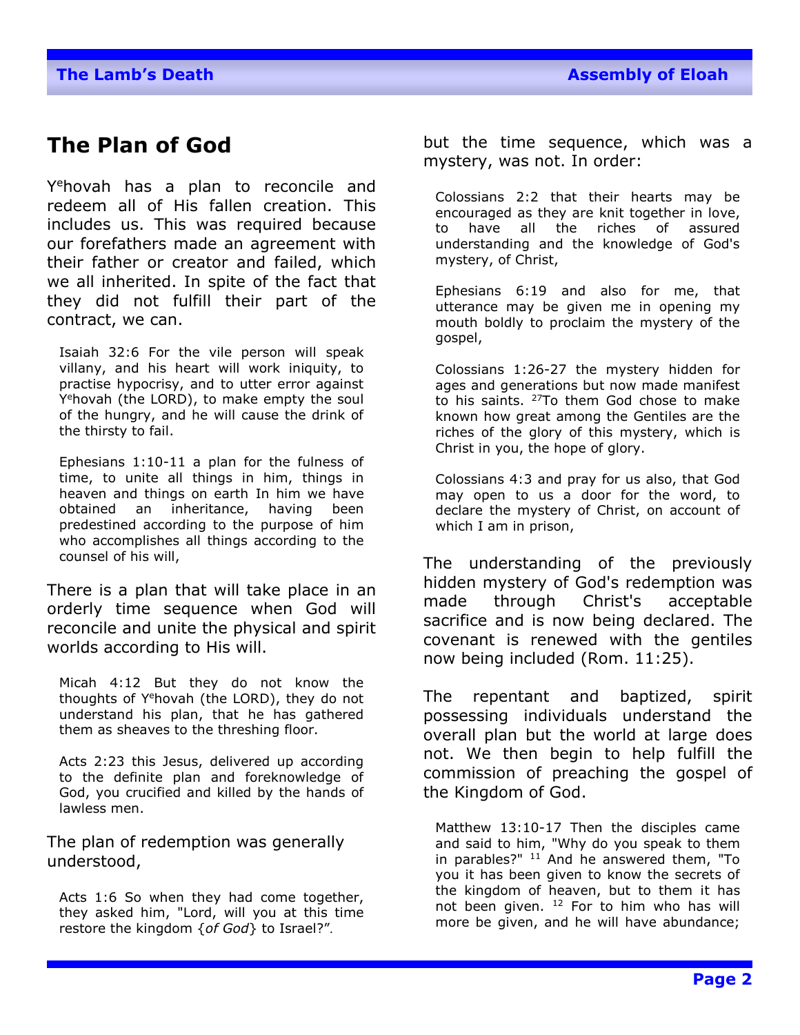## The Plan of God

Y^e^hovah has a plan to reconcile and redeem all of His fallen creation. This includes us. This was required because our forefathers made an agreement with their father or creator and failed, which we all inherited. In spite of the fact that they did not fulfill their part of the contract, we can.

> Isaiah 32:6 For the vile person will speak villany, and his heart will work iniquity, to practise hypocrisy, and to utter error against Yehovah (the LORD), to make empty the soul of the hungry, and he will cause the drink of the thirsty to fail.

> Ephesians 1:10-11 a plan for the fulness of time, to unite all things in him, things in heaven and things on earth In him we have obtained an inheritance, having been predestined according to the purpose of him who accomplishes all things according to the counsel of his will,

There is a plan that will take place in an orderly time sequence when God will reconcile and unite the physical and spirit worlds according to His will.

> Micah 4:12 But they do not know the thoughts of Yehovah (the LORD), they do not understand his plan, that he has gathered them as sheaves to the threshing floor.

> Acts 2:23 this Jesus, delivered up according to the definite plan and foreknowledge of God, you crucified and killed by the hands of lawless men.

The plan of redemption was generally understood,

> Acts 1:6 So when they had come together, they asked him, "Lord, will you at this time restore the kingdom {*of God*} to Israel?".

but the time sequence, which was a mystery, was not. In order:

> Colossians 2:2 that their hearts may be encouraged as they are knit together in love, to have all the riches of assured understanding and the knowledge of God's mystery, of Christ,

> Ephesians 6:19 and also for me, that utterance may be given me in opening my mouth boldly to proclaim the mystery of the gospel,

> Colossians 1:26-27 the mystery hidden for ages and generations but now made manifest to his saints. [27]To them God chose to make known how great among the Gentiles are the riches of the glory of this mystery, which is Christ in you, the hope of glory.

> Colossians 4:3 and pray for us also, that God may open to us a door for the word, to declare the mystery of Christ, on account of which I am in prison,

The understanding of the previously hidden mystery of God's redemption was made through Christ's acceptable sacrifice and is now being declared. The covenant is renewed with the gentiles now being included (Rom. 11:25).

The repentant and baptized, spirit possessing individuals understand the overall plan but the world at large does not. We then begin to help fulfill the commission of preaching the gospel of the Kingdom of God.

> Matthew 13:10-17 Then the disciples came and said to him, "Why do you speak to them in parables?" [11] And he answered them, "To you it has been given to know the secrets of the kingdom of heaven, but to them it has not been given. [12] For to him who has will more be given, and he will have abundance;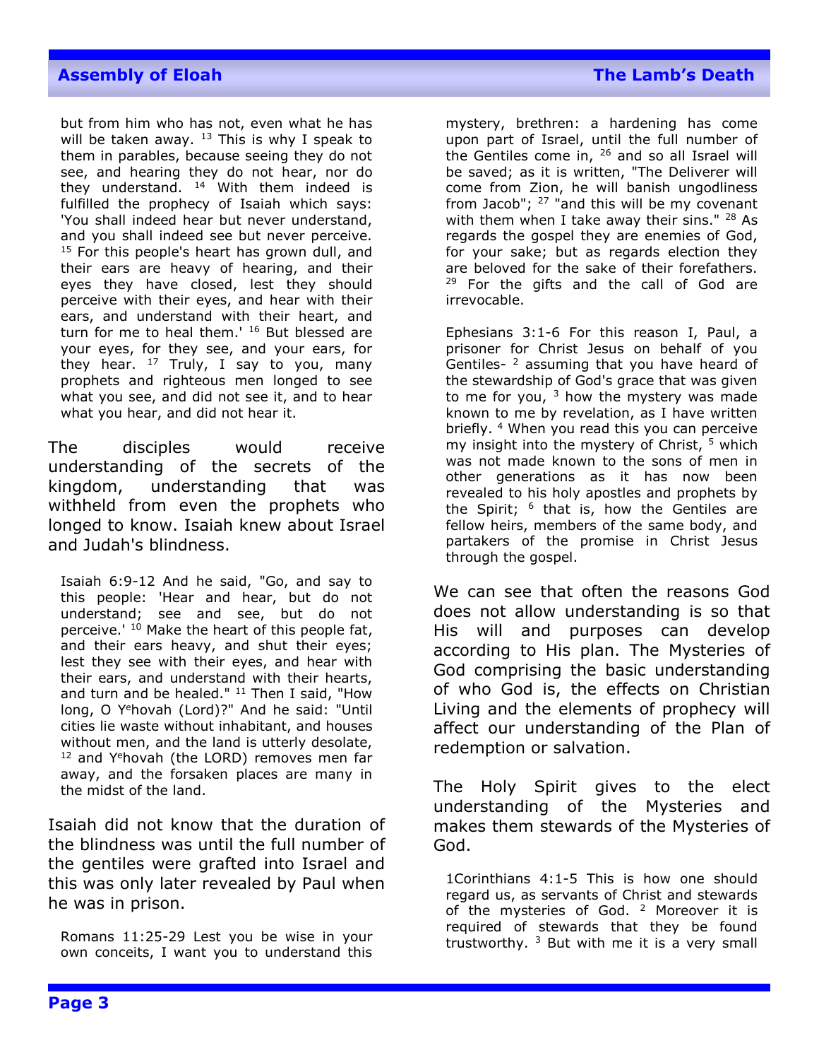but from him who has not, even what he has will be taken away. [13] This is why I speak to them in parables, because seeing they do not see, and hearing they do not hear, nor do they understand. [14] With them indeed is fulfilled the prophecy of Isaiah which says: 'You shall indeed hear but never understand, and you shall indeed see but never perceive. [15] For this people's heart has grown dull, and their ears are heavy of hearing, and their eyes they have closed, lest they should perceive with their eyes, and hear with their ears, and understand with their heart, and turn for me to heal them.' [16] But blessed are your eyes, for they see, and your ears, for they hear. [17] Truly, I say to you, many prophets and righteous men longed to see what you see, and did not see it, and to hear what you hear, and did not hear it.

The disciples would receive understanding of the secrets of the kingdom, understanding that was withheld from even the prophets who longed to know. Isaiah knew about Israel and Judah's blindness.

Isaiah 6:9-12 And he said, "Go, and say to this people: 'Hear and hear, but do not understand; see and see, but do not perceive.' [10] Make the heart of this people fat, and their ears heavy, and shut their eyes; lest they see with their eyes, and hear with their ears, and understand with their hearts, and turn and be healed." [11] Then I said, "How long, O Yehovah (Lord)?" And he said: "Until cities lie waste without inhabitant, and houses without men, and the land is utterly desolate, [12] and Yehovah (the LORD) removes men far away, and the forsaken places are many in the midst of the land.

Isaiah did not know that the duration of the blindness was until the full number of the gentiles were grafted into Israel and this was only later revealed by Paul when he was in prison.

Romans 11:25-29 Lest you be wise in your own conceits, I want you to understand this mystery, brethren: a hardening has come upon part of Israel, until the full number of the Gentiles come in, [26] and so all Israel will be saved; as it is written, "The Deliverer will come from Zion, he will banish ungodliness from Jacob"; [27] "and this will be my covenant with them when I take away their sins." [28] As regards the gospel they are enemies of God, for your sake; but as regards election they are beloved for the sake of their forefathers. [29] For the gifts and the call of God are irrevocable.

Ephesians 3:1-6 For this reason I, Paul, a prisoner for Christ Jesus on behalf of you Gentiles- [2] assuming that you have heard of the stewardship of God's grace that was given to me for you, [3] how the mystery was made known to me by revelation, as I have written briefly. [4] When you read this you can perceive my insight into the mystery of Christ, [5] which was not made known to the sons of men in other generations as it has now been revealed to his holy apostles and prophets by the Spirit; [6] that is, how the Gentiles are fellow heirs, members of the same body, and partakers of the promise in Christ Jesus through the gospel.

We can see that often the reasons God does not allow understanding is so that His will and purposes can develop according to His plan. The Mysteries of God comprising the basic understanding of who God is, the effects on Christian Living and the elements of prophecy will affect our understanding of the Plan of redemption or salvation.

The Holy Spirit gives to the elect understanding of the Mysteries and makes them stewards of the Mysteries of God.

1Corinthians 4:1-5 This is how one should regard us, as servants of Christ and stewards of the mysteries of God. [2] Moreover it is required of stewards that they be found trustworthy. [3] But with me it is a very small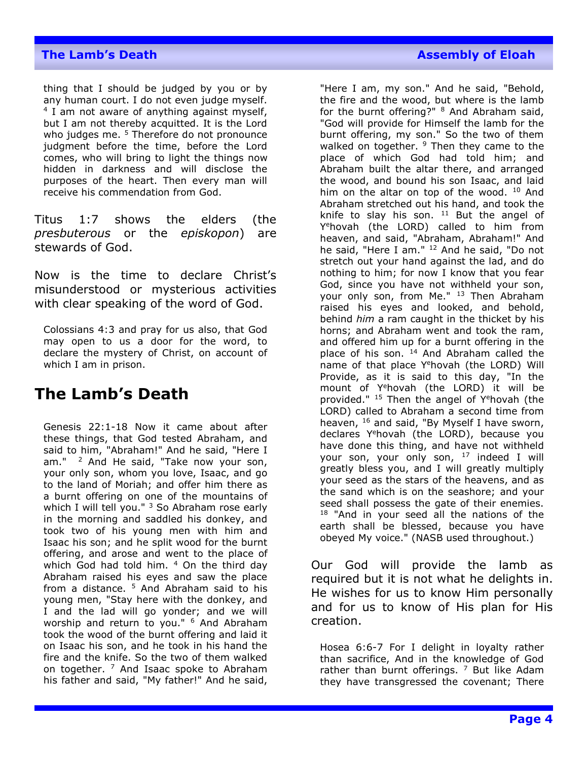thing that I should be judged by you or by any human court. I do not even judge myself. [4] I am not aware of anything against myself, but I am not thereby acquitted. It is the Lord who judges me. [5] Therefore do not pronounce judgment before the time, before the Lord comes, who will bring to light the things now hidden in darkness and will disclose the purposes of the heart. Then every man will receive his commendation from God.

Titus 1:7 shows the elders (the *presbuterous* or the *episkopon*) are stewards of God.

Now is the time to declare Christ's misunderstood or mysterious activities with clear speaking of the word of God.

> Colossians 4:3 and pray for us also, that God may open to us a door for the word, to declare the mystery of Christ, on account of which I am in prison.

# The Lamb's Death

> Genesis 22:1-18 Now it came about after these things, that God tested Abraham, and said to him, "Abraham!" And he said, "Here I am." [2] And He said, "Take now your son, your only son, whom you love, Isaac, and go to the land of Moriah; and offer him there as a burnt offering on one of the mountains of which I will tell you." [3] So Abraham rose early in the morning and saddled his donkey, and took two of his young men with him and Isaac his son; and he split wood for the burnt offering, and arose and went to the place of which God had told him. [4] On the third day Abraham raised his eyes and saw the place from a distance. [5] And Abraham said to his young men, "Stay here with the donkey, and I and the lad will go yonder; and we will worship and return to you." [6] And Abraham took the wood of the burnt offering and laid it on Isaac his son, and he took in his hand the fire and the knife. So the two of them walked on together. [7] And Isaac spoke to Abraham his father and said, "My father!" And he said, "Here I am, my son." And he said, "Behold, the fire and the wood, but where is the lamb for the burnt offering?" [8] And Abraham said, "God will provide for Himself the lamb for the burnt offering, my son." So the two of them walked on together. [9] Then they came to the place of which God had told him; and Abraham built the altar there, and arranged the wood, and bound his son Isaac, and laid him on the altar on top of the wood. [10] And Abraham stretched out his hand, and took the knife to slay his son. [11] But the angel of Y^e^hovah (the LORD) called to him from heaven, and said, "Abraham, Abraham!" And he said, "Here I am." [12] And he said, "Do not stretch out your hand against the lad, and do nothing to him; for now I know that you fear God, since you have not withheld your son, your only son, from Me." [13] Then Abraham raised his eyes and looked, and behold, behind *him* a ram caught in the thicket by his horns; and Abraham went and took the ram, and offered him up for a burnt offering in the place of his son. [14] And Abraham called the name of that place Y^e^hovah (the LORD) Will Provide, as it is said to this day, "In the mount of Y^e^hovah (the LORD) it will be provided." [15] Then the angel of Y^e^hovah (the LORD) called to Abraham a second time from heaven, [16] and said, "By Myself I have sworn, declares Y^e^hovah (the LORD), because you have done this thing, and have not withheld your son, your only son, [17] indeed I will greatly bless you, and I will greatly multiply your seed as the stars of the heavens, and as the sand which is on the seashore; and your seed shall possess the gate of their enemies. [18] "And in your seed all the nations of the earth shall be blessed, because you have obeyed My voice." (NASB used throughout.)

Our God will provide the lamb as required but it is not what he delights in. He wishes for us to know Him personally and for us to know of His plan for His creation.

> Hosea 6:6-7 For I delight in loyalty rather than sacrifice, And in the knowledge of God rather than burnt offerings. [7] But like Adam they have transgressed the covenant; There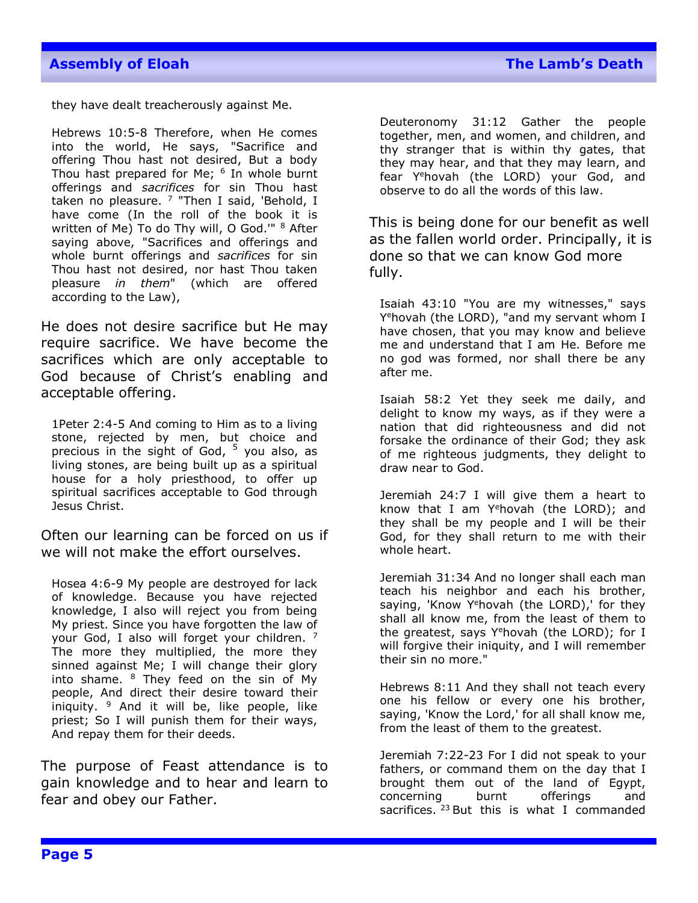they have dealt treacherously against Me.

Hebrews 10:5-8 Therefore, when He comes into the world, He says, "Sacrifice and offering Thou hast not desired, But a body Thou hast prepared for Me; [6] In whole burnt offerings and *sacrifices* for sin Thou hast taken no pleasure. [7] "Then I said, 'Behold, I have come (In the roll of the book it is written of Me) To do Thy will, O God.'" [8] After saying above, "Sacrifices and offerings and whole burnt offerings and *sacrifices* for sin Thou hast not desired, nor hast Thou taken pleasure *in them*" (which are offered according to the Law),

He does not desire sacrifice but He may require sacrifice. We have become the sacrifices which are only acceptable to God because of Christ's enabling and acceptable offering.

1Peter 2:4-5 And coming to Him as to a living stone, rejected by men, but choice and precious in the sight of God, [5] you also, as living stones, are being built up as a spiritual house for a holy priesthood, to offer up spiritual sacrifices acceptable to God through Jesus Christ.

Often our learning can be forced on us if we will not make the effort ourselves.

Hosea 4:6-9 My people are destroyed for lack of knowledge. Because you have rejected knowledge, I also will reject you from being My priest. Since you have forgotten the law of your God, I also will forget your children. [7] The more they multiplied, the more they sinned against Me; I will change their glory into shame. [8] They feed on the sin of My people, And direct their desire toward their iniquity. [9] And it will be, like people, like priest; So I will punish them for their ways, And repay them for their deeds.

The purpose of Feast attendance is to gain knowledge and to hear and learn to fear and obey our Father.

Deuteronomy 31:12 Gather the people together, men, and women, and children, and thy stranger that is within thy gates, that they may hear, and that they may learn, and fear Y$^{e}$hovah (the LORD) your God, and observe to do all the words of this law.

This is being done for our benefit as well as the fallen world order. Principally, it is done so that we can know God more fully.

Isaiah 43:10 "You are my witnesses," says Y$^{e}$hovah (the LORD), "and my servant whom I have chosen, that you may know and believe me and understand that I am He. Before me no god was formed, nor shall there be any after me.

Isaiah 58:2 Yet they seek me daily, and delight to know my ways, as if they were a nation that did righteousness and did not forsake the ordinance of their God; they ask of me righteous judgments, they delight to draw near to God.

Jeremiah 24:7 I will give them a heart to know that I am Y$^{e}$hovah (the LORD); and they shall be my people and I will be their God, for they shall return to me with their whole heart.

Jeremiah 31:34 And no longer shall each man teach his neighbor and each his brother, saying, 'Know Y$^{e}$hovah (the LORD),' for they shall all know me, from the least of them to the greatest, says Y$^{e}$hovah (the LORD); for I will forgive their iniquity, and I will remember their sin no more."

Hebrews 8:11 And they shall not teach every one his fellow or every one his brother, saying, 'Know the Lord,' for all shall know me, from the least of them to the greatest.

Jeremiah 7:22-23 For I did not speak to your fathers, or command them on the day that I brought them out of the land of Egypt, concerning burnt offerings and sacrifices. [23] But this is what I commanded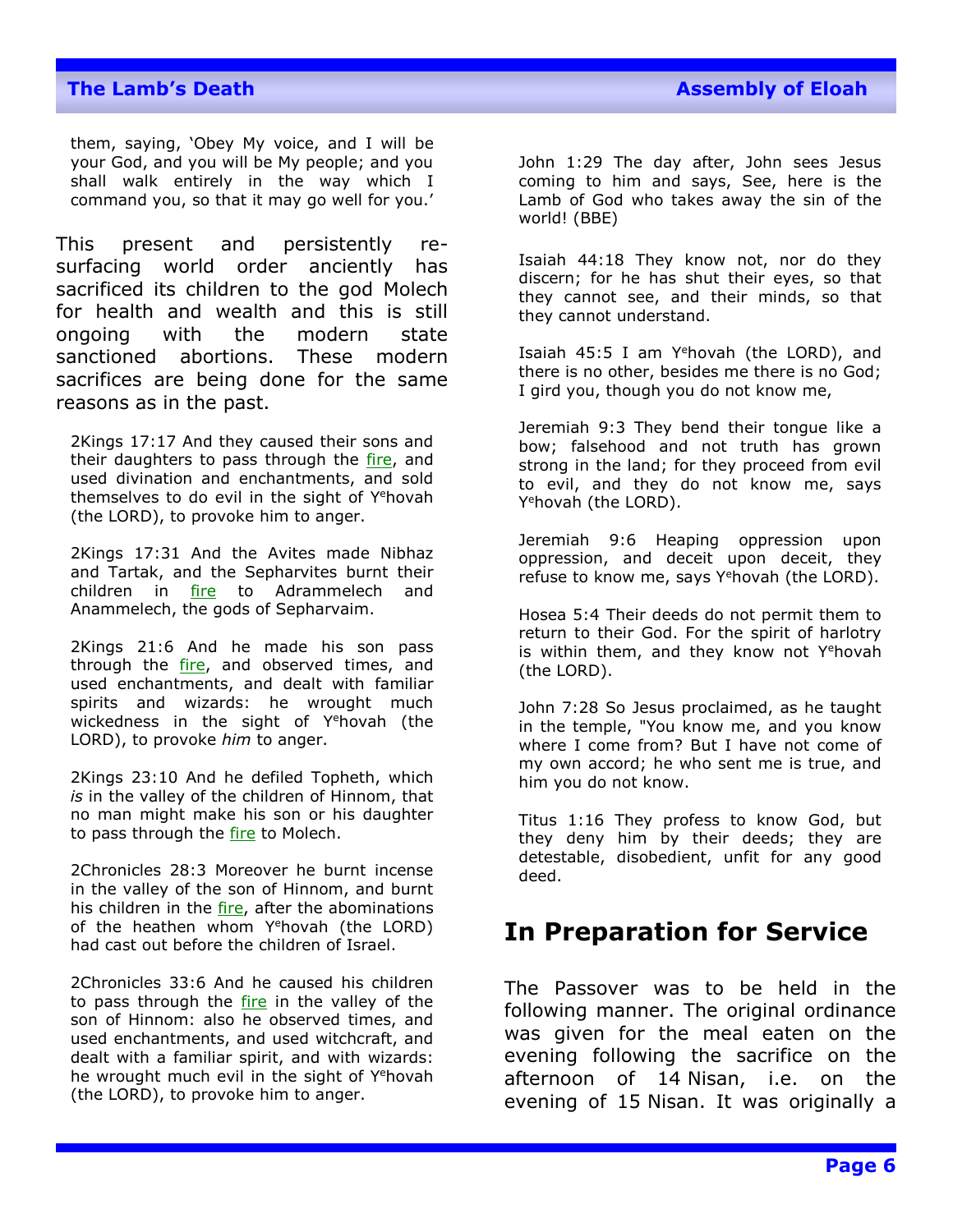them, saying, 'Obey My voice, and I will be your God, and you will be My people; and you shall walk entirely in the way which I command you, so that it may go well for you.'

This present and persistently re-surfacing world order anciently has sacrificed its children to the god Molech for health and wealth and this is still ongoing with the modern state sanctioned abortions. These modern sacrifices are being done for the same reasons as in the past.

2Kings 17:17 And they caused their sons and their daughters to pass through the fire, and used divination and enchantments, and sold themselves to do evil in the sight of Yehovah (the LORD), to provoke him to anger.

2Kings 17:31 And the Avites made Nibhaz and Tartak, and the Sepharvites burnt their children in fire to Adrammelech and Anammelech, the gods of Sepharvaim.

2Kings 21:6 And he made his son pass through the fire, and observed times, and used enchantments, and dealt with familiar spirits and wizards: he wrought much wickedness in the sight of Yehovah (the LORD), to provoke *him* to anger.

2Kings 23:10 And he defiled Topheth, which *is* in the valley of the children of Hinnom, that no man might make his son or his daughter to pass through the fire to Molech.

2Chronicles 28:3 Moreover he burnt incense in the valley of the son of Hinnom, and burnt his children in the fire, after the abominations of the heathen whom Yehovah (the LORD) had cast out before the children of Israel.

2Chronicles 33:6 And he caused his children to pass through the fire in the valley of the son of Hinnom: also he observed times, and used enchantments, and used witchcraft, and dealt with a familiar spirit, and with wizards: he wrought much evil in the sight of Yehovah (the LORD), to provoke him to anger.

John 1:29 The day after, John sees Jesus coming to him and says, See, here is the Lamb of God who takes away the sin of the world! (BBE)

Isaiah 44:18 They know not, nor do they discern; for he has shut their eyes, so that they cannot see, and their minds, so that they cannot understand.

Isaiah 45:5 I am Yehovah (the LORD), and there is no other, besides me there is no God; I gird you, though you do not know me,

Jeremiah 9:3 They bend their tongue like a bow; falsehood and not truth has grown strong in the land; for they proceed from evil to evil, and they do not know me, says Yehovah (the LORD).

Jeremiah 9:6 Heaping oppression upon oppression, and deceit upon deceit, they refuse to know me, says Yehovah (the LORD).

Hosea 5:4 Their deeds do not permit them to return to their God. For the spirit of harlotry is within them, and they know not Yehovah (the LORD).

John 7:28 So Jesus proclaimed, as he taught in the temple, "You know me, and you know where I come from? But I have not come of my own accord; he who sent me is true, and him you do not know.

Titus 1:16 They profess to know God, but they deny him by their deeds; they are detestable, disobedient, unfit for any good deed.

## In Preparation for Service

The Passover was to be held in the following manner. The original ordinance was given for the meal eaten on the evening following the sacrifice on the afternoon of 14 Nisan, i.e. on the evening of 15 Nisan. It was originally a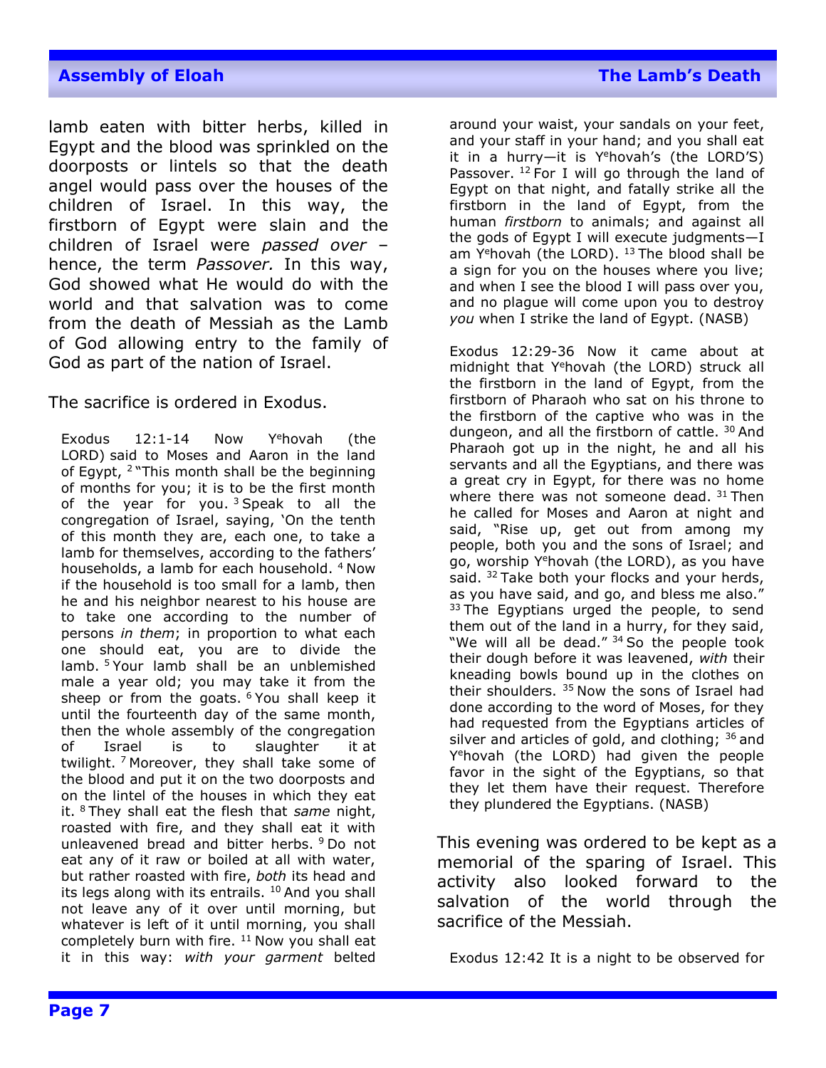lamb eaten with bitter herbs, killed in Egypt and the blood was sprinkled on the doorposts or lintels so that the death angel would pass over the houses of the children of Israel. In this way, the firstborn of Egypt were slain and the children of Israel were *passed over* – hence, the term *Passover.* In this way, God showed what He would do with the world and that salvation was to come from the death of Messiah as the Lamb of God allowing entry to the family of God as part of the nation of Israel.

The sacrifice is ordered in Exodus.

> Exodus 12:1-14 Now Y^e^hovah (the LORD) said to Moses and Aaron in the land of Egypt, [2] "This month shall be the beginning of months for you; it is to be the first month of the year for you. [3] Speak to all the congregation of Israel, saying, 'On the tenth of this month they are, each one, to take a lamb for themselves, according to the fathers' households, a lamb for each household. [4] Now if the household is too small for a lamb, then he and his neighbor nearest to his house are to take one according to the number of persons *in them*; in proportion to what each one should eat, you are to divide the lamb. [5] Your lamb shall be an unblemished male a year old; you may take it from the sheep or from the goats. [6] You shall keep it until the fourteenth day of the same month, then the whole assembly of the congregation of Israel is to slaughter it at twilight. [7] Moreover, they shall take some of the blood and put it on the two doorposts and on the lintel of the houses in which they eat it. [8] They shall eat the flesh that *same* night, roasted with fire, and they shall eat it with unleavened bread and bitter herbs. [9] Do not eat any of it raw or boiled at all with water, but rather roasted with fire, *both* its head and its legs along with its entrails. [10] And you shall not leave any of it over until morning, but whatever is left of it until morning, you shall completely burn with fire. [11] Now you shall eat it in this way: *with your garment* belted around your waist, your sandals on your feet, and your staff in your hand; and you shall eat it in a hurry—it is Y^e^hovah's (the LORD'S) Passover. [12] For I will go through the land of Egypt on that night, and fatally strike all the firstborn in the land of Egypt, from the human *firstborn* to animals; and against all the gods of Egypt I will execute judgments—I am Y^e^hovah (the LORD). [13] The blood shall be a sign for you on the houses where you live; and when I see the blood I will pass over you, and no plague will come upon you to destroy *you* when I strike the land of Egypt. (NASB)

> Exodus 12:29-36 Now it came about at midnight that Y^e^hovah (the LORD) struck all the firstborn in the land of Egypt, from the firstborn of Pharaoh who sat on his throne to the firstborn of the captive who was in the dungeon, and all the firstborn of cattle. [30] And Pharaoh got up in the night, he and all his servants and all the Egyptians, and there was a great cry in Egypt, for there was no home where there was not someone dead. [31] Then he called for Moses and Aaron at night and said, "Rise up, get out from among my people, both you and the sons of Israel; and go, worship Y^e^hovah (the LORD), as you have said. [32] Take both your flocks and your herds, as you have said, and go, and bless me also." [33] The Egyptians urged the people, to send them out of the land in a hurry, for they said, "We will all be dead." [34] So the people took their dough before it was leavened, *with* their kneading bowls bound up in the clothes on their shoulders. [35] Now the sons of Israel had done according to the word of Moses, for they had requested from the Egyptians articles of silver and articles of gold, and clothing; [36] and Y^e^hovah (the LORD) had given the people favor in the sight of the Egyptians, so that they let them have their request. Therefore they plundered the Egyptians. (NASB)

This evening was ordered to be kept as a memorial of the sparing of Israel. This activity also looked forward to the salvation of the world through the sacrifice of the Messiah.

> Exodus 12:42 It is a night to be observed for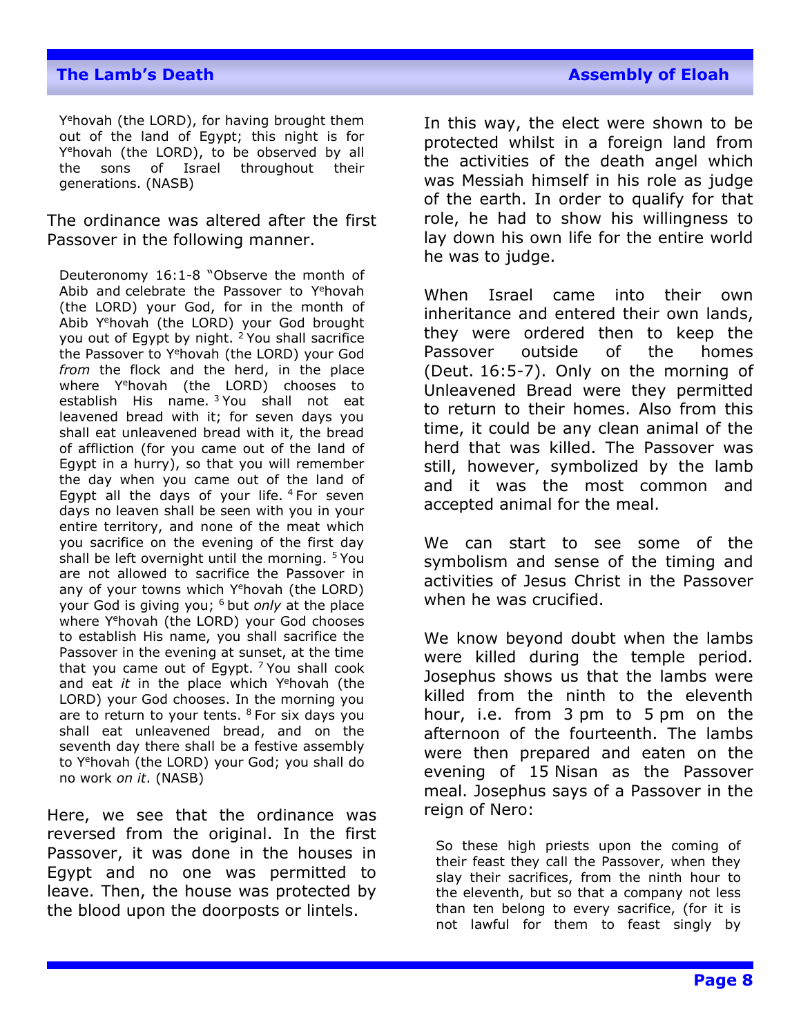> Yehovah (the LORD), for having brought them out of the land of Egypt; this night is for Yehovah (the LORD), to be observed by all the sons of Israel throughout their generations. (NASB)

The ordinance was altered after the first Passover in the following manner.

> Deuteronomy 16:1-8 "Observe the month of Abib and celebrate the Passover to Yehovah (the LORD) your God, for in the month of Abib Yehovah (the LORD) your God brought you out of Egypt by night. [2] You shall sacrifice the Passover to Yehovah (the LORD) your God *from* the flock and the herd, in the place where Yehovah (the LORD) chooses to establish His name. [3] You shall not eat leavened bread with it; for seven days you shall eat unleavened bread with it, the bread of affliction (for you came out of the land of Egypt in a hurry), so that you will remember the day when you came out of the land of Egypt all the days of your life. [4] For seven days no leaven shall be seen with you in your entire territory, and none of the meat which you sacrifice on the evening of the first day shall be left overnight until the morning. [5] You are not allowed to sacrifice the Passover in any of your towns which Yehovah (the LORD) your God is giving you; [6] but *only* at the place where Yehovah (the LORD) your God chooses to establish His name, you shall sacrifice the Passover in the evening at sunset, at the time that you came out of Egypt. [7] You shall cook and eat *it* in the place which Yehovah (the LORD) your God chooses. In the morning you are to return to your tents. [8] For six days you shall eat unleavened bread, and on the seventh day there shall be a festive assembly to Yehovah (the LORD) your God; you shall do no work *on it*. (NASB)

Here, we see that the ordinance was reversed from the original. In the first Passover, it was done in the houses in Egypt and no one was permitted to leave. Then, the house was protected by the blood upon the doorposts or lintels.

In this way, the elect were shown to be protected whilst in a foreign land from the activities of the death angel which was Messiah himself in his role as judge of the earth. In order to qualify for that role, he had to show his willingness to lay down his own life for the entire world he was to judge.

When Israel came into their own inheritance and entered their own lands, they were ordered then to keep the Passover outside of the homes (Deut. 16:5-7). Only on the morning of Unleavened Bread were they permitted to return to their homes. Also from this time, it could be any clean animal of the herd that was killed. The Passover was still, however, symbolized by the lamb and it was the most common and accepted animal for the meal.

We can start to see some of the symbolism and sense of the timing and activities of Jesus Christ in the Passover when he was crucified.

We know beyond doubt when the lambs were killed during the temple period. Josephus shows us that the lambs were killed from the ninth to the eleventh hour, i.e. from 3 pm to 5 pm on the afternoon of the fourteenth. The lambs were then prepared and eaten on the evening of 15 Nisan as the Passover meal. Josephus says of a Passover in the reign of Nero:

> So these high priests upon the coming of their feast they call the Passover, when they slay their sacrifices, from the ninth hour to the eleventh, but so that a company not less than ten belong to every sacrifice, (for it is not lawful for them to feast singly by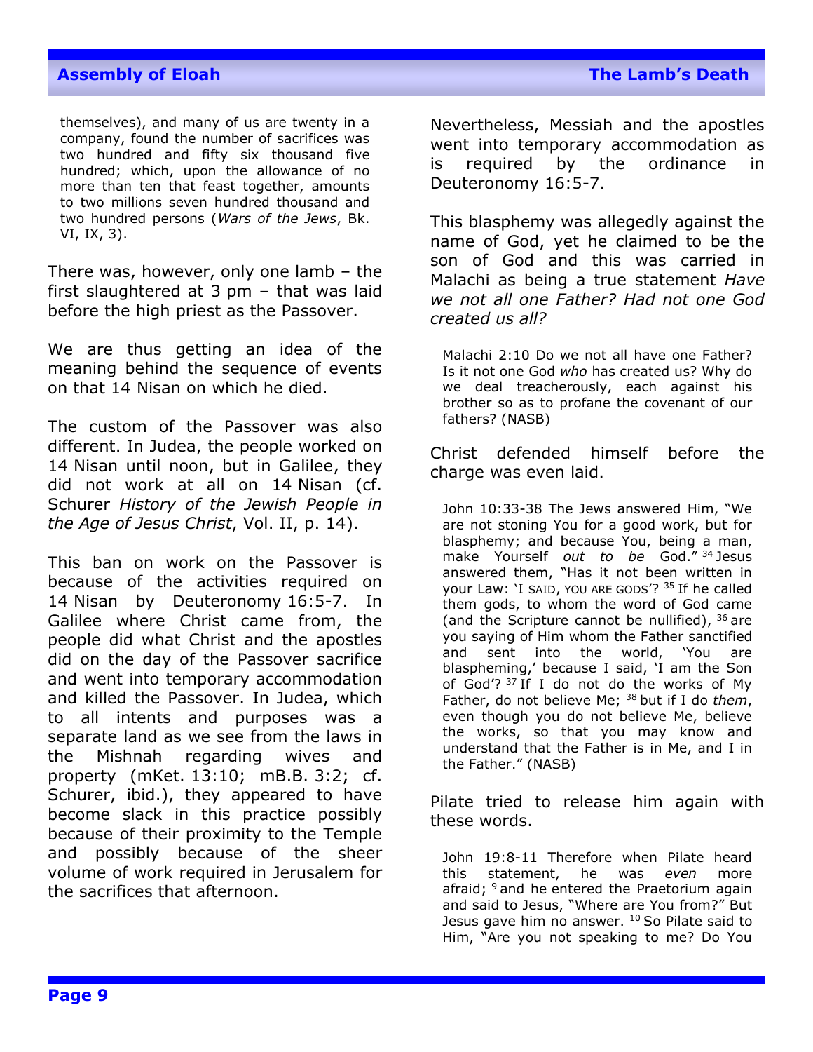> themselves), and many of us are twenty in a company, found the number of sacrifices was two hundred and fifty six thousand five hundred; which, upon the allowance of no more than ten that feast together, amounts to two millions seven hundred thousand and two hundred persons (*Wars of the Jews*, Bk. VI, IX, 3).

There was, however, only one lamb – the first slaughtered at 3 pm – that was laid before the high priest as the Passover.

We are thus getting an idea of the meaning behind the sequence of events on that 14 Nisan on which he died.

The custom of the Passover was also different. In Judea, the people worked on 14 Nisan until noon, but in Galilee, they did not work at all on 14 Nisan (cf. Schurer *History of the Jewish People in the Age of Jesus Christ*, Vol. II, p. 14).

This ban on work on the Passover is because of the activities required on 14 Nisan by Deuteronomy 16:5-7. In Galilee where Christ came from, the people did what Christ and the apostles did on the day of the Passover sacrifice and went into temporary accommodation and killed the Passover. In Judea, which to all intents and purposes was a separate land as we see from the laws in the Mishnah regarding wives and property (mKet. 13:10; mB.B. 3:2; cf. Schurer, ibid.), they appeared to have become slack in this practice possibly because of their proximity to the Temple and possibly because of the sheer volume of work required in Jerusalem for the sacrifices that afternoon.

Nevertheless, Messiah and the apostles went into temporary accommodation as is required by the ordinance in Deuteronomy 16:5-7.

This blasphemy was allegedly against the name of God, yet he claimed to be the son of God and this was carried in Malachi as being a true statement *Have we not all one Father? Had not one God created us all?*

> Malachi 2:10 Do we not all have one Father? Is it not one God *who* has created us? Why do we deal treacherously, each against his brother so as to profane the covenant of our fathers? (NASB)

Christ defended himself before the charge was even laid.

> John 10:33-38 The Jews answered Him, "We are not stoning You for a good work, but for blasphemy; and because You, being a man, make Yourself *out to be* God." [34] Jesus answered them, "Has it not been written in your Law: 'I SAID, YOU ARE GODS'? [35] If he called them gods, to whom the word of God came (and the Scripture cannot be nullified), [36] are you saying of Him whom the Father sanctified and sent into the world, 'You are blaspheming,' because I said, 'I am the Son of God'? [37] If I do not do the works of My Father, do not believe Me; [38] but if I do *them*, even though you do not believe Me, believe the works, so that you may know and understand that the Father is in Me, and I in the Father." (NASB)

Pilate tried to release him again with these words.

> John 19:8-11 Therefore when Pilate heard this statement, he was *even* more afraid; [9] and he entered the Praetorium again and said to Jesus, "Where are You from?" But Jesus gave him no answer. [10] So Pilate said to Him, "Are you not speaking to me? Do You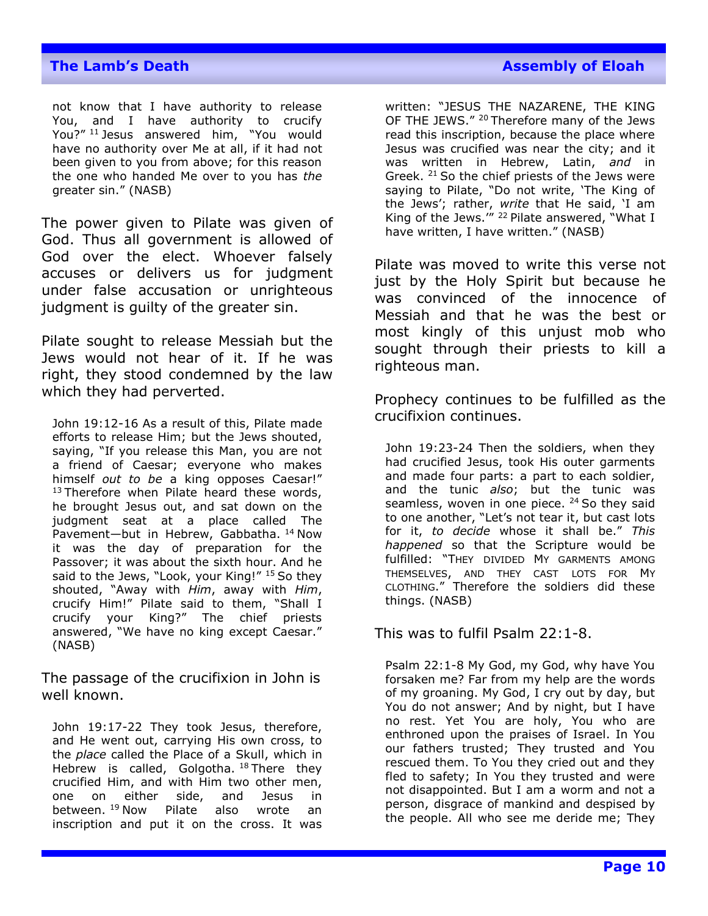not know that I have authority to release You, and I have authority to crucify You?" [11] Jesus answered him, "You would have no authority over Me at all, if it had not been given to you from above; for this reason the one who handed Me over to you has *the* greater sin." (NASB)

The power given to Pilate was given of God. Thus all government is allowed of God over the elect. Whoever falsely accuses or delivers us for judgment under false accusation or unrighteous judgment is guilty of the greater sin.

Pilate sought to release Messiah but the Jews would not hear of it. If he was right, they stood condemned by the law which they had perverted.

John 19:12-16 As a result of this, Pilate made efforts to release Him; but the Jews shouted, saying, "If you release this Man, you are not a friend of Caesar; everyone who makes himself *out to be* a king opposes Caesar!" [13] Therefore when Pilate heard these words, he brought Jesus out, and sat down on the judgment seat at a place called The Pavement—but in Hebrew, Gabbatha. [14] Now it was the day of preparation for the Passover; it was about the sixth hour. And he said to the Jews, "Look, your King!" [15] So they shouted, "Away with *Him*, away with *Him*, crucify Him!" Pilate said to them, "Shall I crucify your King?" The chief priests answered, "We have no king except Caesar." (NASB)

The passage of the crucifixion in John is well known.

John 19:17-22 They took Jesus, therefore, and He went out, carrying His own cross, to the *place* called the Place of a Skull, which in Hebrew is called, Golgotha. [18] There they crucified Him, and with Him two other men, one on either side, and Jesus in between. [19] Now Pilate also wrote an inscription and put it on the cross. It was written: "JESUS THE NAZARENE, THE KING OF THE JEWS." [20] Therefore many of the Jews read this inscription, because the place where Jesus was crucified was near the city; and it was written in Hebrew, Latin, *and* in Greek. [21] So the chief priests of the Jews were saying to Pilate, "Do not write, 'The King of the Jews'; rather, *write* that He said, 'I am King of the Jews.'" [22] Pilate answered, "What I have written, I have written." (NASB)

Pilate was moved to write this verse not just by the Holy Spirit but because he was convinced of the innocence of Messiah and that he was the best or most kingly of this unjust mob who sought through their priests to kill a righteous man.

Prophecy continues to be fulfilled as the crucifixion continues.

John 19:23-24 Then the soldiers, when they had crucified Jesus, took His outer garments and made four parts: a part to each soldier, and the tunic *also*; but the tunic was seamless, woven in one piece. [24] So they said to one another, "Let's not tear it, but cast lots for it, *to decide* whose it shall be." *This happened* so that the Scripture would be fulfilled: "THEY DIVIDED MY GARMENTS AMONG THEMSELVES, AND THEY CAST LOTS FOR MY CLOTHING." Therefore the soldiers did these things. (NASB)

This was to fulfil Psalm 22:1-8.

Psalm 22:1-8 My God, my God, why have You forsaken me? Far from my help are the words of my groaning. My God, I cry out by day, but You do not answer; And by night, but I have no rest. Yet You are holy, You who are enthroned upon the praises of Israel. In You our fathers trusted; They trusted and You rescued them. To You they cried out and they fled to safety; In You they trusted and were not disappointed. But I am a worm and not a person, disgrace of mankind and despised by the people. All who see me deride me; They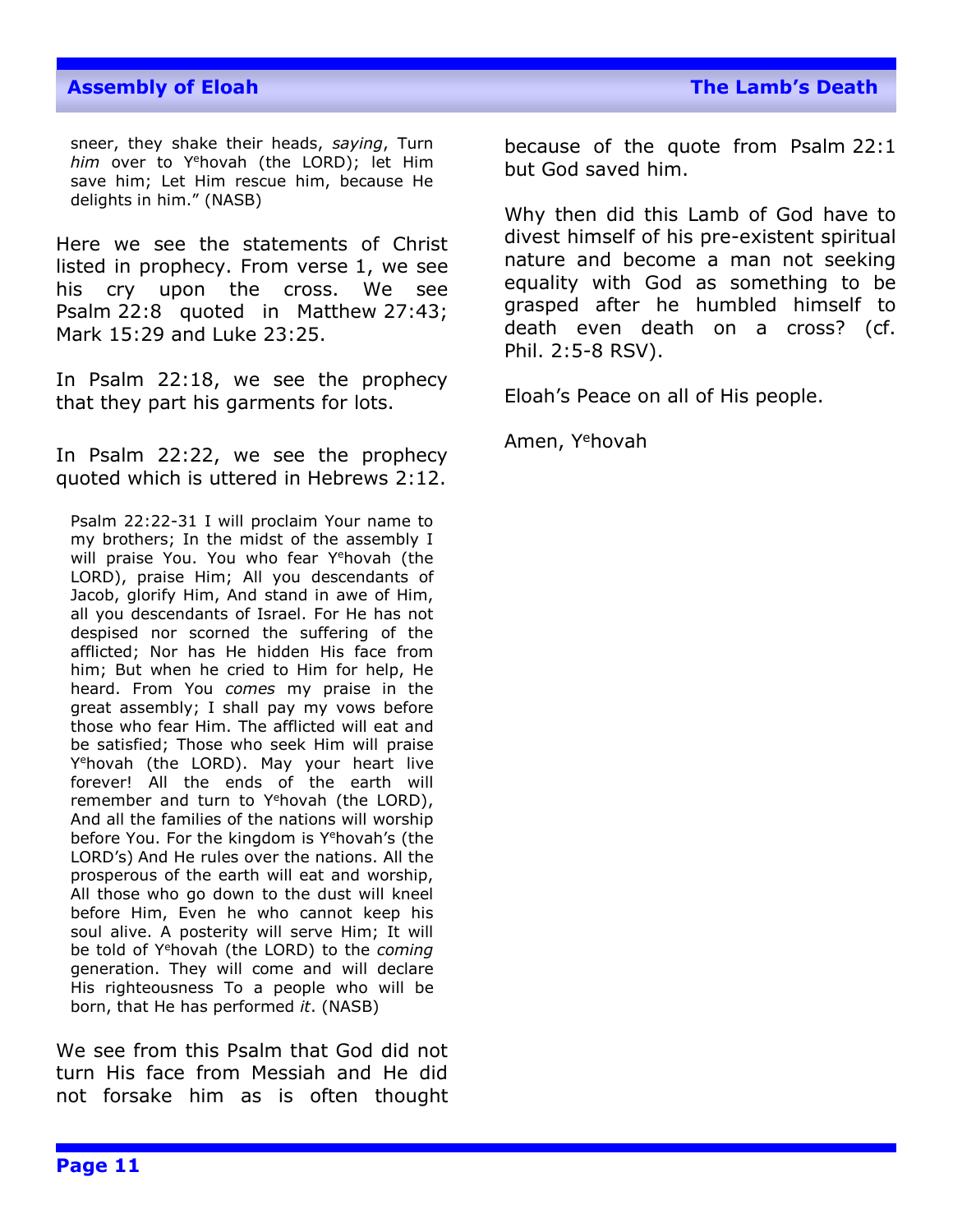sneer, they shake their heads, *saying*, Turn *him* over to Yᵉhovah (the LORD); let Him save him; Let Him rescue him, because He delights in him." (NASB)

Here we see the statements of Christ listed in prophecy. From verse 1, we see his cry upon the cross. We see Psalm 22:8 quoted in Matthew 27:43; Mark 15:29 and Luke 23:25.

In Psalm 22:18, we see the prophecy that they part his garments for lots.

In Psalm 22:22, we see the prophecy quoted which is uttered in Hebrews 2:12.

> Psalm 22:22-31 I will proclaim Your name to my brothers; In the midst of the assembly I will praise You. You who fear Yᵉhovah (the LORD), praise Him; All you descendants of Jacob, glorify Him, And stand in awe of Him, all you descendants of Israel. For He has not despised nor scorned the suffering of the afflicted; Nor has He hidden His face from him; But when he cried to Him for help, He heard. From You *comes* my praise in the great assembly; I shall pay my vows before those who fear Him. The afflicted will eat and be satisfied; Those who seek Him will praise Yᵉhovah (the LORD). May your heart live forever! All the ends of the earth will remember and turn to Yᵉhovah (the LORD), And all the families of the nations will worship before You. For the kingdom is Yᵉhovah's (the LORD's) And He rules over the nations. All the prosperous of the earth will eat and worship, All those who go down to the dust will kneel before Him, Even he who cannot keep his soul alive. A posterity will serve Him; It will be told of Yᵉhovah (the LORD) to the *coming* generation. They will come and will declare His righteousness To a people who will be born, that He has performed *it*. (NASB)

We see from this Psalm that God did not turn His face from Messiah and He did not forsake him as is often thought because of the quote from Psalm 22:1 but God saved him.

Why then did this Lamb of God have to divest himself of his pre-existent spiritual nature and become a man not seeking equality with God as something to be grasped after he humbled himself to death even death on a cross? (cf. Phil. 2:5-8 RSV).

Eloah's Peace on all of His people.

Amen, Yᵉhovah